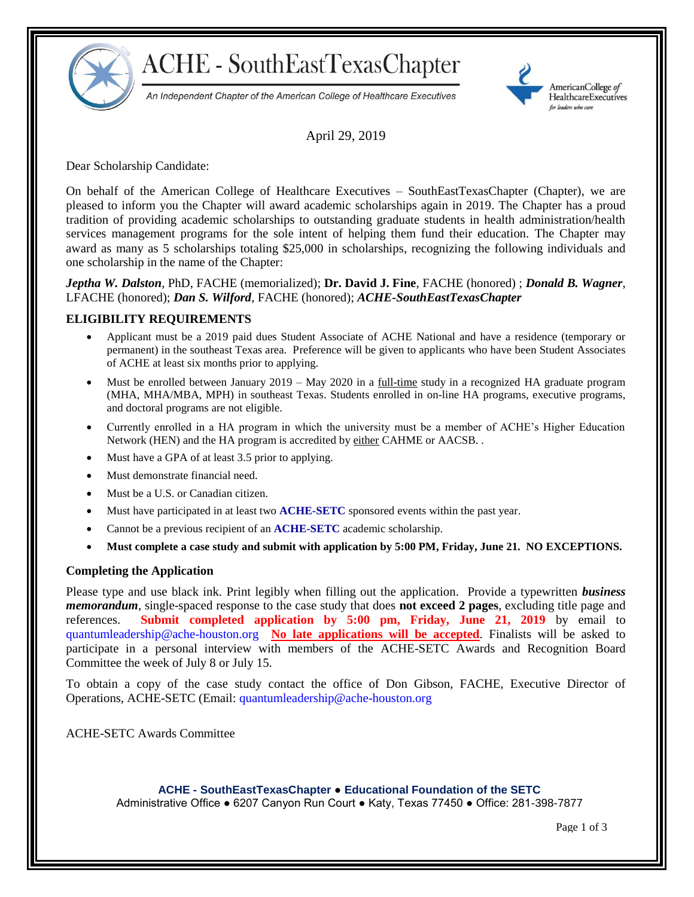# ACHE - SouthEastTexasChapter

An Independent Chapter of the American College of Healthcare Executives

AmericanCollege *of* HealthcareExecutives
*for leaders who care*

April 29, 2019

Dear Scholarship Candidate:

On behalf of the American College of Healthcare Executives – SouthEastTexasChapter (Chapter), we are pleased to inform you the Chapter will award academic scholarships again in 2019. The Chapter has a proud tradition of providing academic scholarships to outstanding graduate students in health administration/health services management programs for the sole intent of helping them fund their education. The Chapter may award as many as 5 scholarships totaling $25,000 in scholarships, recognizing the following individuals and one scholarship in the name of the Chapter:

***Jeptha W. Dalston***, PhD, FACHE (memorialized); **Dr. David J. Fine**, FACHE (honored) ; ***Donald B. Wagner***, LFACHE (honored); ***Dan S. Wilford***, FACHE (honored); ***ACHE-SouthEastTexasChapter***

## ELIGIBILITY REQUIREMENTS

- Applicant must be a 2019 paid dues Student Associate of ACHE National and have a residence (temporary or permanent) in the southeast Texas area. Preference will be given to applicants who have been Student Associates of ACHE at least six months prior to applying.
- Must be enrolled between January 2019 – May 2020 in a full-time study in a recognized HA graduate program (MHA, MHA/MBA, MPH) in southeast Texas. Students enrolled in on-line HA programs, executive programs, and doctoral programs are not eligible.
- Currently enrolled in a HA program in which the university must be a member of ACHE's Higher Education Network (HEN) and the HA program is accredited by either CAHME or AACSB. .
- Must have a GPA of at least 3.5 prior to applying.
- Must demonstrate financial need.
- Must be a U.S. or Canadian citizen.
- Must have participated in at least two **ACHE-SETC** sponsored events within the past year.
- Cannot be a previous recipient of an **ACHE-SETC** academic scholarship.
- **Must complete a case study and submit with application by 5:00 PM, Friday, June 21. NO EXCEPTIONS.**

### Completing the Application

Please type and use black ink. Print legibly when filling out the application. Provide a typewritten ***business memorandum***, single-spaced response to the case study that does **not exceed 2 pages**, excluding title page and references. **Submit completed application by 5:00 pm, Friday, June 21, 2019** by email to quantumleadership@ache-houston.org **No late applications will be accepted**. Finalists will be asked to participate in a personal interview with members of the ACHE-SETC Awards and Recognition Board Committee the week of July 8 or July 15.

To obtain a copy of the case study contact the office of Don Gibson, FACHE, Executive Director of Operations, ACHE-SETC (Email: quantumleadership@ache-houston.org

ACHE-SETC Awards Committee

**ACHE - SouthEastTexasChapter ● Educational Foundation of the SETC**
Administrative Office ● 6207 Canyon Run Court ● Katy, Texas 77450 ● Office: 281-398-7877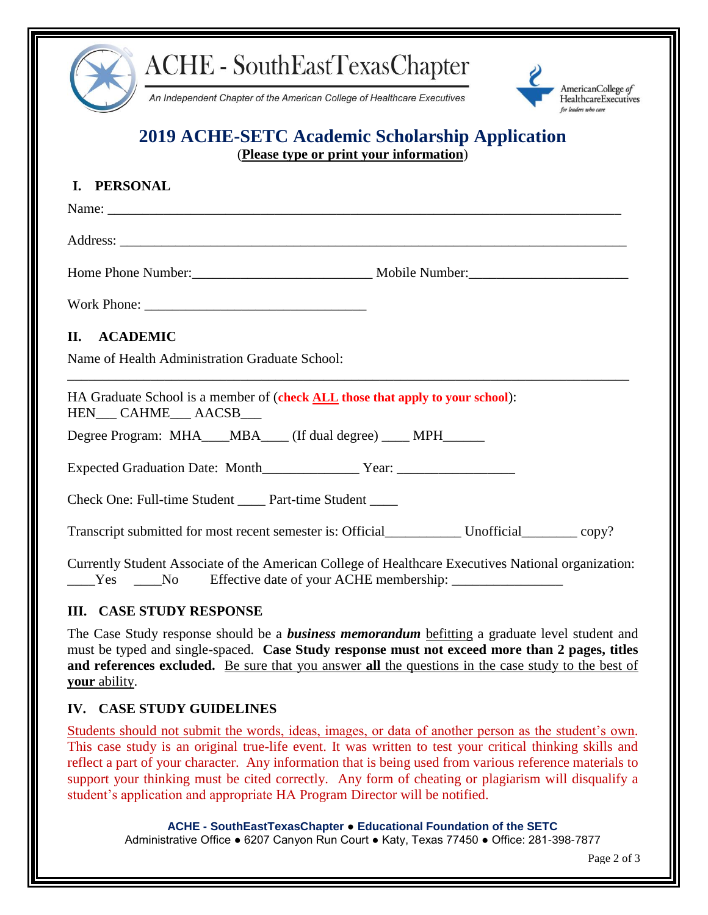ACHE - SouthEastTexasChapter

An Independent Chapter of the American College of Healthcare Executives

American College of Healthcare Executives for leaders who care

# 2019 ACHE-SETC Academic Scholarship Application

(**Please type or print your information**)

## I. PERSONAL

Name: ___________________________________________________________________________

Address: _________________________________________________________________________

Home Phone Number:__________________________ Mobile Number:______________________

Work Phone: _______________________________

## II. ACADEMIC

Name of Health Administration Graduate School:

_________________________________________________________________________________

HA Graduate School is a member of (**check ALL those that apply to your school**):
HEN___ CAHME___ AACSB___

Degree Program: MHA____MBA____ (If dual degree) ____ MPH______

Expected Graduation Date: Month_____________ Year: ________________

Check One: Full-time Student ____ Part-time Student ____

Transcript submitted for most recent semester is: Official__________ Unofficial________ copy?

Currently Student Associate of the American College of Healthcare Executives National organization:
____Yes ____No Effective date of your ACHE membership: _______________

## III. CASE STUDY RESPONSE

The Case Study response should be a ***business memorandum*** befitting a graduate level student and must be typed and single-spaced. **Case Study response must not exceed more than 2 pages, titles and references excluded.** Be sure that you answer **all** the questions in the case study to the best of **your** ability.

## IV. CASE STUDY GUIDELINES

Students should not submit the words, ideas, images, or data of another person as the student's own. This case study is an original true-life event. It was written to test your critical thinking skills and reflect a part of your character. Any information that is being used from various reference materials to support your thinking must be cited correctly. Any form of cheating or plagiarism will disqualify a student's application and appropriate HA Program Director will be notified.

**ACHE - SouthEastTexasChapter ● Educational Foundation of the SETC**
Administrative Office ● 6207 Canyon Run Court ● Katy, Texas 77450 ● Office: 281-398-7877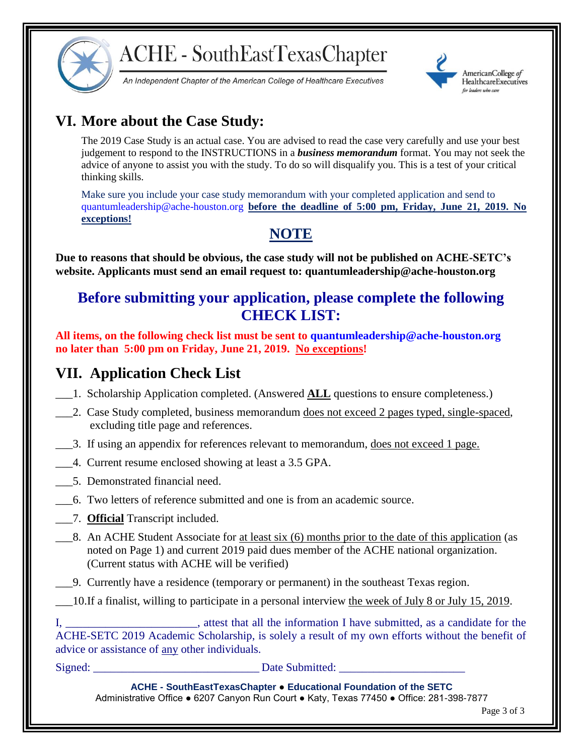# ACHE - SouthEastTexasChapter

An Independent Chapter of the American College of Healthcare Executives

AmericanCollege of HealthcareExecutives
*for leaders who care*

## VI. More about the Case Study:

The 2019 Case Study is an actual case. You are advised to read the case very carefully and use your best judgement to respond to the INSTRUCTIONS in a ***business memorandum*** format. You may not seek the advice of anyone to assist you with the study. To do so will disqualify you. This is a test of your critical thinking skills.

Make sure you include your case study memorandum with your completed application and send to quantumleadership@ache-houston.org **before the deadline of 5:00 pm, Friday, June 21, 2019. No exceptions!**

### NOTE

**Due to reasons that should be obvious, the case study will not be published on ACHE-SETC's website. Applicants must send an email request to: quantumleadership@ache-houston.org**

### Before submitting your application, please complete the following CHECK LIST:

**All items, on the following check list must be sent to quantumleadership@ache-houston.org no later than 5:00 pm on Friday, June 21, 2019. No exceptions!**

## VII. Application Check List

___1. Scholarship Application completed. (Answered **ALL** questions to ensure completeness.)

___2. Case Study completed, business memorandum does not exceed 2 pages typed, single-spaced, excluding title page and references.

___3. If using an appendix for references relevant to memorandum, does not exceed 1 page.

___4. Current resume enclosed showing at least a 3.5 GPA.

___5. Demonstrated financial need.

___6. Two letters of reference submitted and one is from an academic source.

___7. **Official** Transcript included.

___8. An ACHE Student Associate for at least six (6) months prior to the date of this application (as noted on Page 1) and current 2019 paid dues member of the ACHE national organization. (Current status with ACHE will be verified)

___9. Currently have a residence (temporary or permanent) in the southeast Texas region.

___10. If a finalist, willing to participate in a personal interview the week of July 8 or July 15, 2019.

I, ______________________, attest that all the information I have submitted, as a candidate for the ACHE-SETC 2019 Academic Scholarship, is solely a result of my own efforts without the benefit of advice or assistance of any other individuals.

Signed: ____________________________ Date Submitted: _____________________

**ACHE - SouthEastTexasChapter ● Educational Foundation of the SETC**
Administrative Office ● 6207 Canyon Run Court ● Katy, Texas 77450 ● Office: 281-398-7877